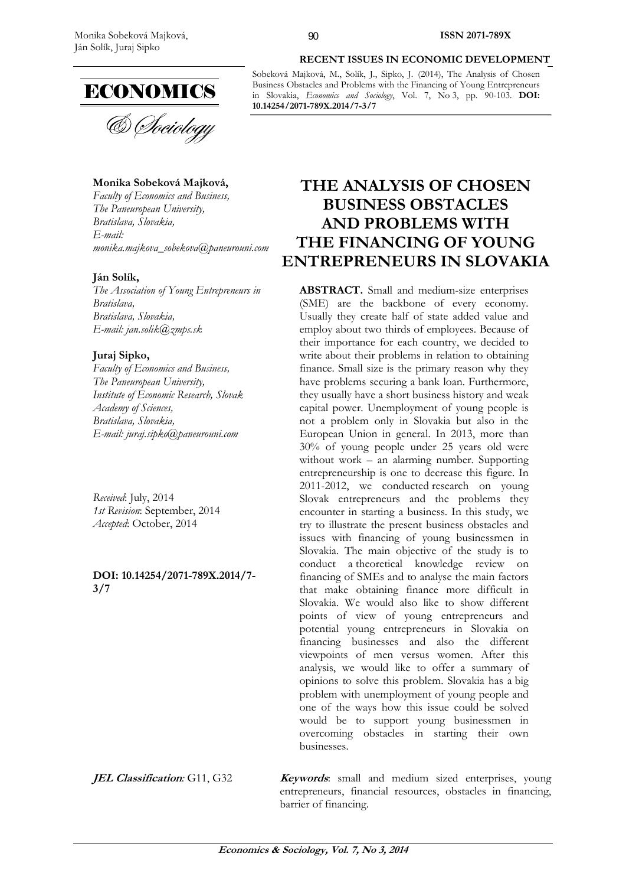**RECENT ISSUES IN ECONOMIC DEVELOPMENT**

Sobeková Majková, M., Solík, J., Sipko, J. (2014), The Analysis of Chosen Business Obstacles and Problems with the Financing of Young Entrepreneurs in Slovakia, *Economics and Sociology*, Vol. 7, No 3, pp. 90-103. **DOI: 10.14254/2071-789X.2014/7-3/7**

**Monika Sobeková Majková,**
*Faculty of Economics and Business, The Paneuropean University, Bratislava, Slovakia, E-mail: monika.majkova_sobekova@paneurouni.com*

**Ján Solík,**
*The Association of Young Entrepreneurs in Bratislava, Bratislava, Slovakia, E-mail: jan.solik@zmps.sk*

**Juraj Sipko,**
*Faculty of Economics and Business, The Paneuropean University, Institute of Economic Research, Slovak Academy of Sciences, Bratislava, Slovakia, E-mail: juraj.sipko@paneurouni.com*

*Received*: July, 2014
*1st Revision*: September, 2014
*Accepted*: October, 2014

**DOI: 10.14254/2071-789X.2014/7-3/7**

# THE ANALYSIS OF CHOSEN BUSINESS OBSTACLES AND PROBLEMS WITH THE FINANCING OF YOUNG ENTREPRENEURS IN SLOVAKIA

**ABSTRACT.** Small and medium-size enterprises (SME) are the backbone of every economy. Usually they create half of state added value and employ about two thirds of employees. Because of their importance for each country, we decided to write about their problems in relation to obtaining finance. Small size is the primary reason why they have problems securing a bank loan. Furthermore, they usually have a short business history and weak capital power. Unemployment of young people is not a problem only in Slovakia but also in the European Union in general. In 2013, more than 30% of young people under 25 years old were without work – an alarming number. Supporting entrepreneurship is one to decrease this figure. In 2011-2012, we conducted research on young Slovak entrepreneurs and the problems they encounter in starting a business. In this study, we try to illustrate the present business obstacles and issues with financing of young businessmen in Slovakia. The main objective of the study is to conduct a theoretical knowledge review on financing of SMEs and to analyse the main factors that make obtaining finance more difficult in Slovakia. We would also like to show different points of view of young entrepreneurs and potential young entrepreneurs in Slovakia on financing businesses and also the different viewpoints of men versus women. After this analysis, we would like to offer a summary of opinions to solve this problem. Slovakia has a big problem with unemployment of young people and one of the ways how this issue could be solved would be to support young businessmen in overcoming obstacles in starting their own businesses.

***JEL Classification**:* G11, G32

***Keywords***: small and medium sized enterprises, young entrepreneurs, financial resources, obstacles in financing, barrier of financing.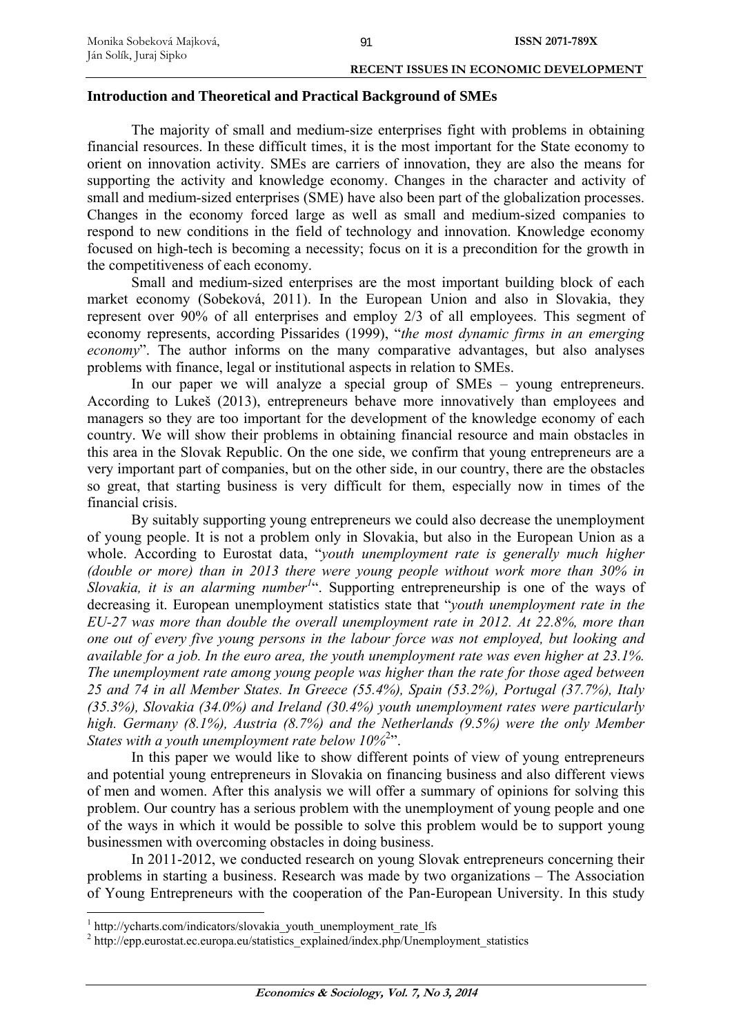## Introduction and Theoretical and Practical Background of SMEs

The majority of small and medium-size enterprises fight with problems in obtaining financial resources. In these difficult times, it is the most important for the State economy to orient on innovation activity. SMEs are carriers of innovation, they are also the means for supporting the activity and knowledge economy. Changes in the character and activity of small and medium-sized enterprises (SME) have also been part of the globalization processes. Changes in the economy forced large as well as small and medium-sized companies to respond to new conditions in the field of technology and innovation. Knowledge economy focused on high-tech is becoming a necessity; focus on it is a precondition for the growth in the competitiveness of each economy.

Small and medium-sized enterprises are the most important building block of each market economy (Sobeková, 2011). In the European Union and also in Slovakia, they represent over 90% of all enterprises and employ 2/3 of all employees. This segment of economy represents, according Pissarides (1999), "*the most dynamic firms in an emerging economy*". The author informs on the many comparative advantages, but also analyses problems with finance, legal or institutional aspects in relation to SMEs.

In our paper we will analyze a special group of SMEs – young entrepreneurs. According to Lukeš (2013), entrepreneurs behave more innovatively than employees and managers so they are too important for the development of the knowledge economy of each country. We will show their problems in obtaining financial resource and main obstacles in this area in the Slovak Republic. On the one side, we confirm that young entrepreneurs are a very important part of companies, but on the other side, in our country, there are the obstacles so great, that starting business is very difficult for them, especially now in times of the financial crisis.

By suitably supporting young entrepreneurs we could also decrease the unemployment of young people. It is not a problem only in Slovakia, but also in the European Union as a whole. According to Eurostat data, "*youth unemployment rate is generally much higher (double or more) than in 2013 there were young people without work more than 30% in Slovakia, it is an alarming number*[1]". Supporting entrepreneurship is one of the ways of decreasing it. European unemployment statistics state that "*youth unemployment rate in the EU-27 was more than double the overall unemployment rate in 2012. At 22.8%, more than one out of every five young persons in the labour force was not employed, but looking and available for a job. In the euro area, the youth unemployment rate was even higher at 23.1%. The unemployment rate among young people was higher than the rate for those aged between 25 and 74 in all Member States. In Greece (55.4%), Spain (53.2%), Portugal (37.7%), Italy (35.3%), Slovakia (34.0%) and Ireland (30.4%) youth unemployment rates were particularly high. Germany (8.1%), Austria (8.7%) and the Netherlands (9.5%) were the only Member States with a youth unemployment rate below 10%*[2]".

In this paper we would like to show different points of view of young entrepreneurs and potential young entrepreneurs in Slovakia on financing business and also different views of men and women. After this analysis we will offer a summary of opinions for solving this problem. Our country has a serious problem with the unemployment of young people and one of the ways in which it would be possible to solve this problem would be to support young businessmen with overcoming obstacles in doing business.

In 2011-2012, we conducted research on young Slovak entrepreneurs concerning their problems in starting a business. Research was made by two organizations – The Association of Young Entrepreneurs with the cooperation of the Pan-European University. In this study

[1] http://ycharts.com/indicators/slovakia_youth_unemployment_rate_lfs

[2] http://epp.eurostat.ec.europa.eu/statistics_explained/index.php/Unemployment_statistics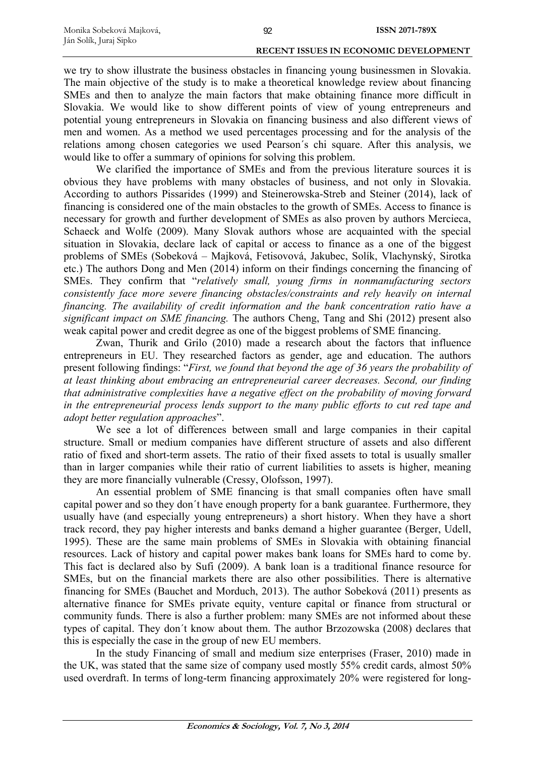we try to show illustrate the business obstacles in financing young businessmen in Slovakia. The main objective of the study is to make a theoretical knowledge review about financing SMEs and then to analyze the main factors that make obtaining finance more difficult in Slovakia. We would like to show different points of view of young entrepreneurs and potential young entrepreneurs in Slovakia on financing business and also different views of men and women. As a method we used percentages processing and for the analysis of the relations among chosen categories we used Pearson´s chi square. After this analysis, we would like to offer a summary of opinions for solving this problem.

We clarified the importance of SMEs and from the previous literature sources it is obvious they have problems with many obstacles of business, and not only in Slovakia. According to authors Pissarides (1999) and Steinerowska-Streb and Steiner (2014), lack of financing is considered one of the main obstacles to the growth of SMEs. Access to finance is necessary for growth and further development of SMEs as also proven by authors Mercieca, Schaeck and Wolfe (2009). Many Slovak authors whose are acquainted with the special situation in Slovakia, declare lack of capital or access to finance as a one of the biggest problems of SMEs (Sobeková – Majková, Fetisovová, Jakubec, Solík, Vlachynský, Sirotka etc.) The authors Dong and Men (2014) inform on their findings concerning the financing of SMEs. They confirm that "*relatively small, young firms in nonmanufacturing sectors consistently face more severe financing obstacles/constraints and rely heavily on internal financing. The availability of credit information and the bank concentration ratio have a significant impact on SME financing.* The authors Cheng, Tang and Shi (2012) present also weak capital power and credit degree as one of the biggest problems of SME financing.

Zwan, Thurik and Grilo (2010) made a research about the factors that influence entrepreneurs in EU. They researched factors as gender, age and education. The authors present following findings: "*First, we found that beyond the age of 36 years the probability of at least thinking about embracing an entrepreneurial career decreases. Second, our finding that administrative complexities have a negative effect on the probability of moving forward in the entrepreneurial process lends support to the many public efforts to cut red tape and adopt better regulation approaches*".

We see a lot of differences between small and large companies in their capital structure. Small or medium companies have different structure of assets and also different ratio of fixed and short-term assets. The ratio of their fixed assets to total is usually smaller than in larger companies while their ratio of current liabilities to assets is higher, meaning they are more financially vulnerable (Cressy, Olofsson, 1997).

An essential problem of SME financing is that small companies often have small capital power and so they don´t have enough property for a bank guarantee. Furthermore, they usually have (and especially young entrepreneurs) a short history. When they have a short track record, they pay higher interests and banks demand a higher guarantee (Berger, Udell, 1995). These are the same main problems of SMEs in Slovakia with obtaining financial resources. Lack of history and capital power makes bank loans for SMEs hard to come by. This fact is declared also by Sufi (2009). A bank loan is a traditional finance resource for SMEs, but on the financial markets there are also other possibilities. There is alternative financing for SMEs (Bauchet and Morduch, 2013). The author Sobeková (2011) presents as alternative finance for SMEs private equity, venture capital or finance from structural or community funds. There is also a further problem: many SMEs are not informed about these types of capital. They don´t know about them. The author Brzozowska (2008) declares that this is especially the case in the group of new EU members.

In the study Financing of small and medium size enterprises (Fraser, 2010) made in the UK, was stated that the same size of company used mostly 55% credit cards, almost 50% used overdraft. In terms of long-term financing approximately 20% were registered for long-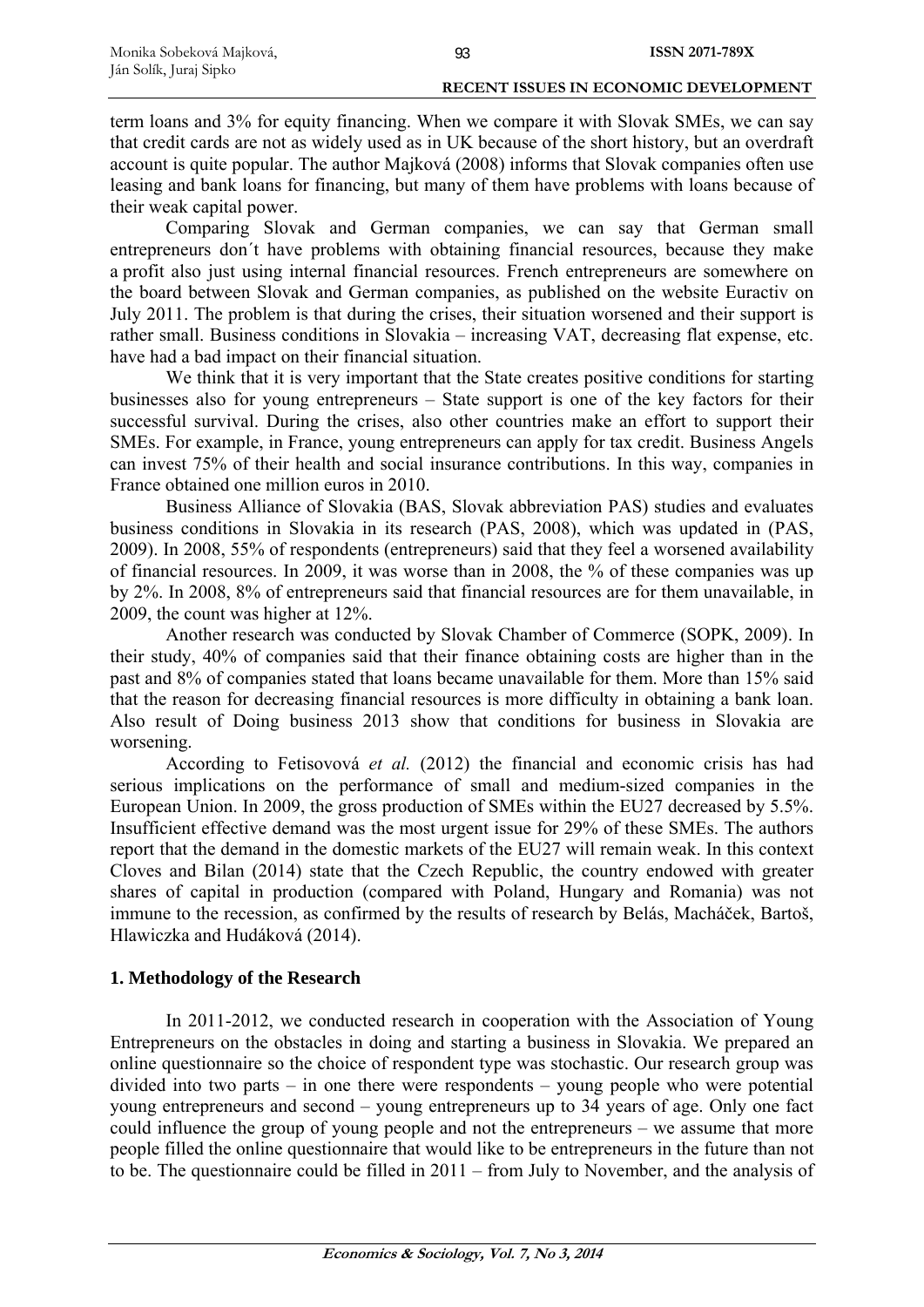term loans and 3% for equity financing. When we compare it with Slovak SMEs, we can say that credit cards are not as widely used as in UK because of the short history, but an overdraft account is quite popular. The author Majková (2008) informs that Slovak companies often use leasing and bank loans for financing, but many of them have problems with loans because of their weak capital power.

Comparing Slovak and German companies, we can say that German small entrepreneurs don´t have problems with obtaining financial resources, because they make a profit also just using internal financial resources. French entrepreneurs are somewhere on the board between Slovak and German companies, as published on the website Euractiv on July 2011. The problem is that during the crises, their situation worsened and their support is rather small. Business conditions in Slovakia – increasing VAT, decreasing flat expense, etc. have had a bad impact on their financial situation.

We think that it is very important that the State creates positive conditions for starting businesses also for young entrepreneurs – State support is one of the key factors for their successful survival. During the crises, also other countries make an effort to support their SMEs. For example, in France, young entrepreneurs can apply for tax credit. Business Angels can invest 75% of their health and social insurance contributions. In this way, companies in France obtained one million euros in 2010.

Business Alliance of Slovakia (BAS, Slovak abbreviation PAS) studies and evaluates business conditions in Slovakia in its research (PAS, 2008), which was updated in (PAS, 2009). In 2008, 55% of respondents (entrepreneurs) said that they feel a worsened availability of financial resources. In 2009, it was worse than in 2008, the % of these companies was up by 2%. In 2008, 8% of entrepreneurs said that financial resources are for them unavailable, in 2009, the count was higher at 12%.

Another research was conducted by Slovak Chamber of Commerce (SOPK, 2009). In their study, 40% of companies said that their finance obtaining costs are higher than in the past and 8% of companies stated that loans became unavailable for them. More than 15% said that the reason for decreasing financial resources is more difficulty in obtaining a bank loan. Also result of Doing business 2013 show that conditions for business in Slovakia are worsening.

According to Fetisovová *et al.* (2012) the financial and economic crisis has had serious implications on the performance of small and medium-sized companies in the European Union. In 2009, the gross production of SMEs within the EU27 decreased by 5.5%. Insufficient effective demand was the most urgent issue for 29% of these SMEs. The authors report that the demand in the domestic markets of the EU27 will remain weak. In this context Cloves and Bilan (2014) state that the Czech Republic, the country endowed with greater shares of capital in production (compared with Poland, Hungary and Romania) was not immune to the recession, as confirmed by the results of research by Belás, Macháček, Bartoš, Hlawiczka and Hudáková (2014).

## 1. Methodology of the Research

In 2011-2012, we conducted research in cooperation with the Association of Young Entrepreneurs on the obstacles in doing and starting a business in Slovakia. We prepared an online questionnaire so the choice of respondent type was stochastic. Our research group was divided into two parts – in one there were respondents – young people who were potential young entrepreneurs and second – young entrepreneurs up to 34 years of age. Only one fact could influence the group of young people and not the entrepreneurs – we assume that more people filled the online questionnaire that would like to be entrepreneurs in the future than not to be. The questionnaire could be filled in 2011 – from July to November, and the analysis of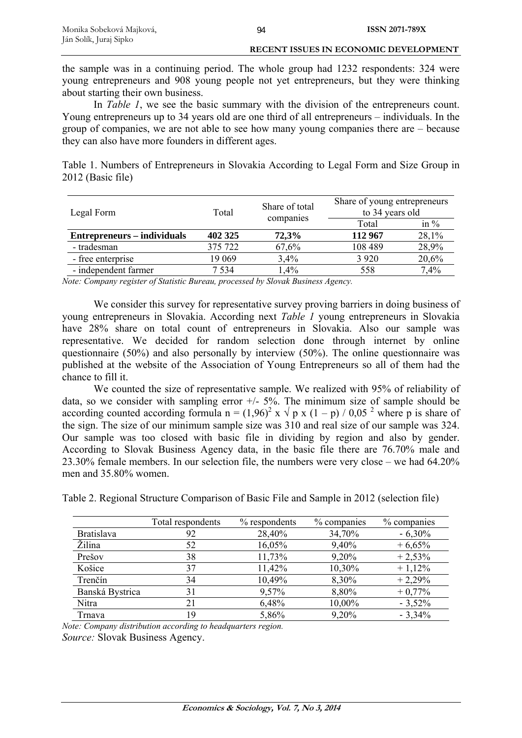the sample was in a continuing period. The whole group had 1232 respondents: 324 were young entrepreneurs and 908 young people not yet entrepreneurs, but they were thinking about starting their own business.

In *Table 1*, we see the basic summary with the division of the entrepreneurs count. Young entrepreneurs up to 34 years old are one third of all entrepreneurs – individuals. In the group of companies, we are not able to see how many young companies there are – because they can also have more founders in different ages.

Table 1. Numbers of Entrepreneurs in Slovakia According to Legal Form and Size Group in 2012 (Basic file)

| Legal Form | Total | Share of total companies | Share of young entrepreneurs to 34 years old | |
|---|---|---|---|---|
| | | | Total | in % |
| **Entrepreneurs – individuals** | **402 325** | **72,3%** | **112 967** | 28,1% |
| - tradesman | 375 722 | 67,6% | 108 489 | 28,9% |
| - free enterprise | 19 069 | 3,4% | 3 920 | 20,6% |
| - independent farmer | 7 534 | 1,4% | 558 | 7,4% |

*Note: Company register of Statistic Bureau, processed by Slovak Business Agency.*

We consider this survey for representative survey proving barriers in doing business of young entrepreneurs in Slovakia. According next *Table 1* young entrepreneurs in Slovakia have 28% share on total count of entrepreneurs in Slovakia. Also our sample was representative. We decided for random selection done through internet by online questionnaire (50%) and also personally by interview (50%). The online questionnaire was published at the website of the Association of Young Entrepreneurs so all of them had the chance to fill it.

We counted the size of representative sample. We realized with 95% of reliability of data, so we consider with sampling error +/- 5%. The minimum size of sample should be according counted according formula $n = (1{,}96)^2 \times \sqrt{p \times (1 - p)} / 0{,}05^2$ where p is share of the sign. The size of our minimum sample size was 310 and real size of our sample was 324. Our sample was too closed with basic file in dividing by region and also by gender. According to Slovak Business Agency data, in the basic file there are 76.70% male and 23.30% female members. In our selection file, the numbers were very close – we had 64.20% men and 35.80% women.

Table 2. Regional Structure Comparison of Basic File and Sample in 2012 (selection file)

| | Total respondents | % respondents | % companies | % companies |
|---|---|---|---|---|
| Bratislava | 92 | 28,40% | 34,70% | - 6,30% |
| Žilina | 52 | 16,05% | 9,40% | + 6,65% |
| Prešov | 38 | 11,73% | 9,20% | + 2,53% |
| Košice | 37 | 11,42% | 10,30% | + 1,12% |
| Trenčín | 34 | 10,49% | 8,30% | + 2,29% |
| Banská Bystrica | 31 | 9,57% | 8,80% | + 0,77% |
| Nitra | 21 | 6,48% | 10,00% | - 3,52% |
| Trnava | 19 | 5,86% | 9,20% | - 3,34% |

*Note: Company distribution according to headquarters region.*

*Source:* Slovak Business Agency.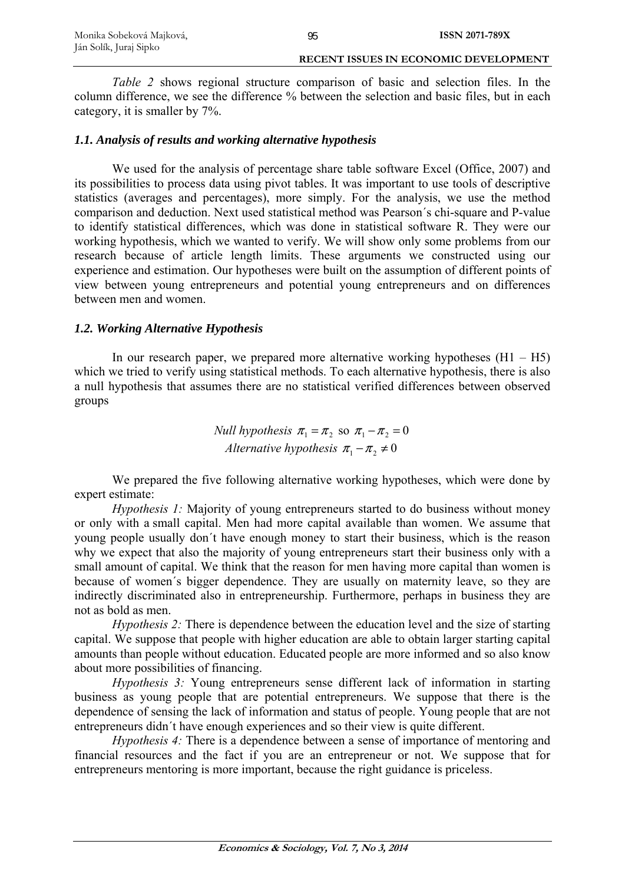*Table 2* shows regional structure comparison of basic and selection files. In the column difference, we see the difference % between the selection and basic files, but in each category, it is smaller by 7%.

### *1.1. Analysis of results and working alternative hypothesis*

We used for the analysis of percentage share table software Excel (Office, 2007) and its possibilities to process data using pivot tables. It was important to use tools of descriptive statistics (averages and percentages), more simply. For the analysis, we use the method comparison and deduction. Next used statistical method was Pearson´s chi-square and P-value to identify statistical differences, which was done in statistical software R. They were our working hypothesis, which we wanted to verify. We will show only some problems from our research because of article length limits. These arguments we constructed using our experience and estimation. Our hypotheses were built on the assumption of different points of view between young entrepreneurs and potential young entrepreneurs and on differences between men and women.

### *1.2. Working Alternative Hypothesis*

In our research paper, we prepared more alternative working hypotheses (H1 – H5) which we tried to verify using statistical methods. To each alternative hypothesis, there is also a null hypothesis that assumes there are no statistical verified differences between observed groups

$$\textit{Null hypothesis } \pi_1 = \pi_2 \text{ so } \pi_1 - \pi_2 = 0$$
$$\textit{Alternative hypothesis } \pi_1 - \pi_2 \neq 0$$

We prepared the five following alternative working hypotheses, which were done by expert estimate:

*Hypothesis 1:* Majority of young entrepreneurs started to do business without money or only with a small capital. Men had more capital available than women. We assume that young people usually don´t have enough money to start their business, which is the reason why we expect that also the majority of young entrepreneurs start their business only with a small amount of capital. We think that the reason for men having more capital than women is because of women´s bigger dependence. They are usually on maternity leave, so they are indirectly discriminated also in entrepreneurship. Furthermore, perhaps in business they are not as bold as men.

*Hypothesis 2:* There is dependence between the education level and the size of starting capital. We suppose that people with higher education are able to obtain larger starting capital amounts than people without education. Educated people are more informed and so also know about more possibilities of financing.

*Hypothesis 3:* Young entrepreneurs sense different lack of information in starting business as young people that are potential entrepreneurs. We suppose that there is the dependence of sensing the lack of information and status of people. Young people that are not entrepreneurs didn´t have enough experiences and so their view is quite different.

*Hypothesis 4:* There is a dependence between a sense of importance of mentoring and financial resources and the fact if you are an entrepreneur or not. We suppose that for entrepreneurs mentoring is more important, because the right guidance is priceless.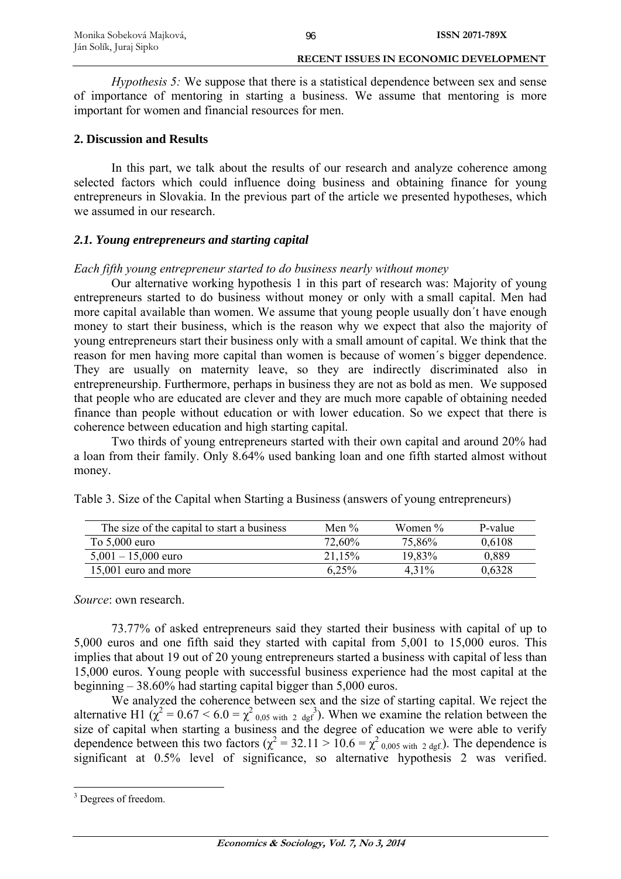*Hypothesis 5:* We suppose that there is a statistical dependence between sex and sense of importance of mentoring in starting a business. We assume that mentoring is more important for women and financial resources for men.

## 2. Discussion and Results

In this part, we talk about the results of our research and analyze coherence among selected factors which could influence doing business and obtaining finance for young entrepreneurs in Slovakia. In the previous part of the article we presented hypotheses, which we assumed in our research.

### *2.1. Young entrepreneurs and starting capital*

*Each fifth young entrepreneur started to do business nearly without money*

Our alternative working hypothesis 1 in this part of research was: Majority of young entrepreneurs started to do business without money or only with a small capital. Men had more capital available than women. We assume that young people usually don´t have enough money to start their business, which is the reason why we expect that also the majority of young entrepreneurs start their business only with a small amount of capital. We think that the reason for men having more capital than women is because of women´s bigger dependence. They are usually on maternity leave, so they are indirectly discriminated also in entrepreneurship. Furthermore, perhaps in business they are not as bold as men. We supposed that people who are educated are clever and they are much more capable of obtaining needed finance than people without education or with lower education. So we expect that there is coherence between education and high starting capital.

Two thirds of young entrepreneurs started with their own capital and around 20% had a loan from their family. Only 8.64% used banking loan and one fifth started almost without money.

Table 3. Size of the Capital when Starting a Business (answers of young entrepreneurs)

| The size of the capital to start a business | Men % | Women % | P-value |
|---|---|---|---|
| To 5,000 euro | 72,60% | 75,86% | 0,6108 |
| 5,001 – 15,000 euro | 21,15% | 19,83% | 0,889 |
| 15,001 euro and more | 6,25% | 4,31% | 0,6328 |

*Source*: own research.

73.77% of asked entrepreneurs said they started their business with capital of up to 5,000 euros and one fifth said they started with capital from 5,001 to 15,000 euros. This implies that about 19 out of 20 young entrepreneurs started a business with capital of less than 15,000 euros. Young people with successful business experience had the most capital at the beginning – 38.60% had starting capital bigger than 5,000 euros.

We analyzed the coherence between sex and the size of starting capital. We reject the alternative H1 ($\chi^2 = 0.67 < 6.0 = \chi^2_{0,05 \text{ with } 2 \text{ dgf}}$[3]). When we examine the relation between the size of capital when starting a business and the degree of education we were able to verify dependence between this two factors ($\chi^2 = 32.11 > 10.6 = \chi^2_{0,005 \text{ with } 2 \text{ dgf.}}$). The dependence is significant at 0.5% level of significance, so alternative hypothesis 2 was verified.

[3] Degrees of freedom.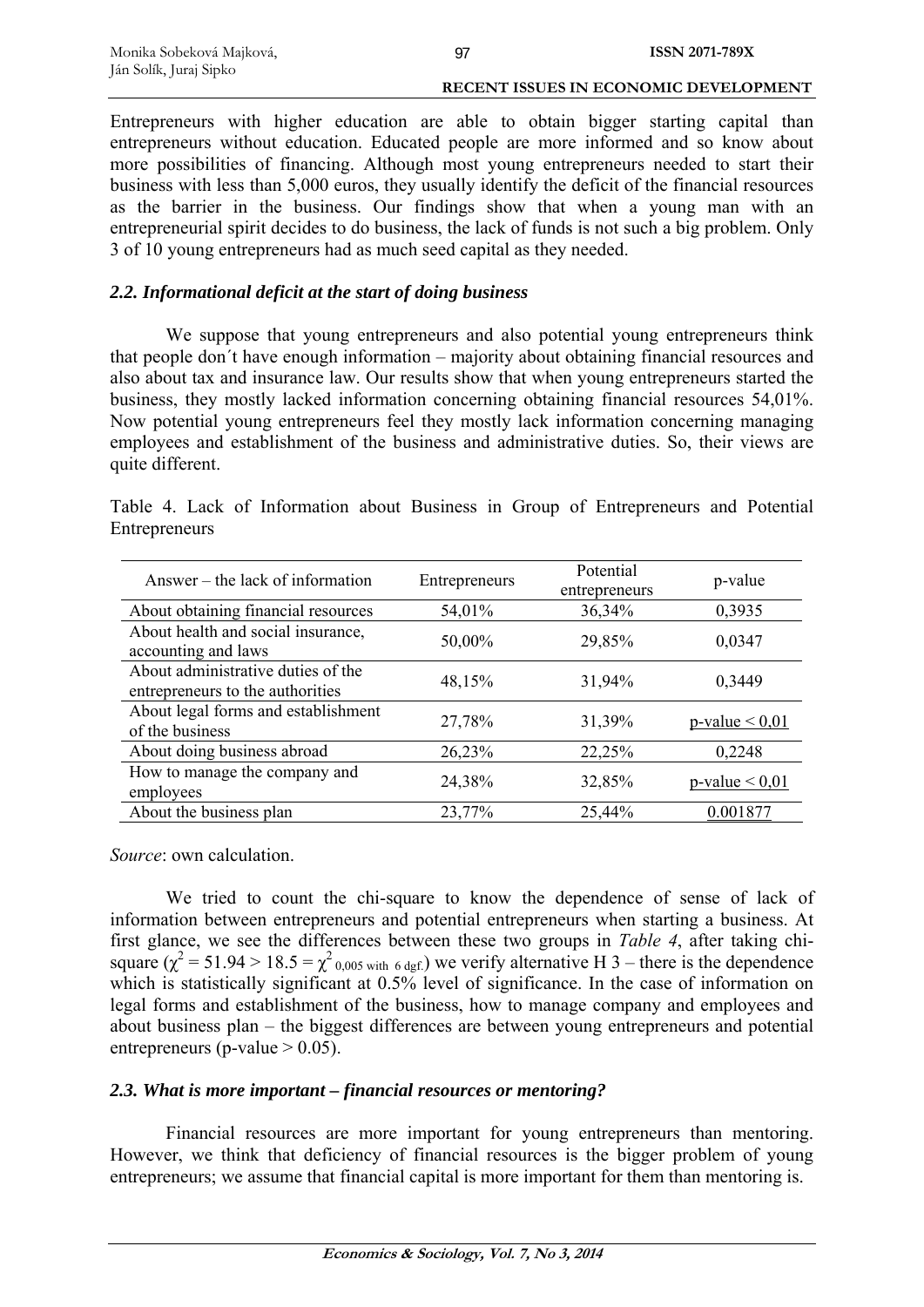Entrepreneurs with higher education are able to obtain bigger starting capital than entrepreneurs without education. Educated people are more informed and so know about more possibilities of financing. Although most young entrepreneurs needed to start their business with less than 5,000 euros, they usually identify the deficit of the financial resources as the barrier in the business. Our findings show that when a young man with an entrepreneurial spirit decides to do business, the lack of funds is not such a big problem. Only 3 of 10 young entrepreneurs had as much seed capital as they needed.

### *2.2. Informational deficit at the start of doing business*

We suppose that young entrepreneurs and also potential young entrepreneurs think that people don´t have enough information – majority about obtaining financial resources and also about tax and insurance law. Our results show that when young entrepreneurs started the business, they mostly lacked information concerning obtaining financial resources 54,01%. Now potential young entrepreneurs feel they mostly lack information concerning managing employees and establishment of the business and administrative duties. So, their views are quite different.

Table 4. Lack of Information about Business in Group of Entrepreneurs and Potential Entrepreneurs

| Answer – the lack of information | Entrepreneurs | Potential entrepreneurs | p-value |
|---|---|---|---|
| About obtaining financial resources | 54,01% | 36,34% | 0,3935 |
| About health and social insurance, accounting and laws | 50,00% | 29,85% | 0,0347 |
| About administrative duties of the entrepreneurs to the authorities | 48,15% | 31,94% | 0,3449 |
| About legal forms and establishment of the business | 27,78% | 31,39% | p-value < 0,01 |
| About doing business abroad | 26,23% | 22,25% | 0,2248 |
| How to manage the company and employees | 24,38% | 32,85% | p-value < 0,01 |
| About the business plan | 23,77% | 25,44% | 0.001877 |

*Source*: own calculation.

We tried to count the chi-square to know the dependence of sense of lack of information between entrepreneurs and potential entrepreneurs when starting a business. At first glance, we see the differences between these two groups in *Table 4*, after taking chi-square ($\chi^2 = 51.94 > 18.5 = \chi^2_{0,005 \text{ with } 6 \text{ dgf.}}$) we verify alternative H 3 – there is the dependence which is statistically significant at 0.5% level of significance. In the case of information on legal forms and establishment of the business, how to manage company and employees and about business plan – the biggest differences are between young entrepreneurs and potential entrepreneurs (p-value > 0.05).

### *2.3. What is more important – financial resources or mentoring?*

Financial resources are more important for young entrepreneurs than mentoring. However, we think that deficiency of financial resources is the bigger problem of young entrepreneurs; we assume that financial capital is more important for them than mentoring is.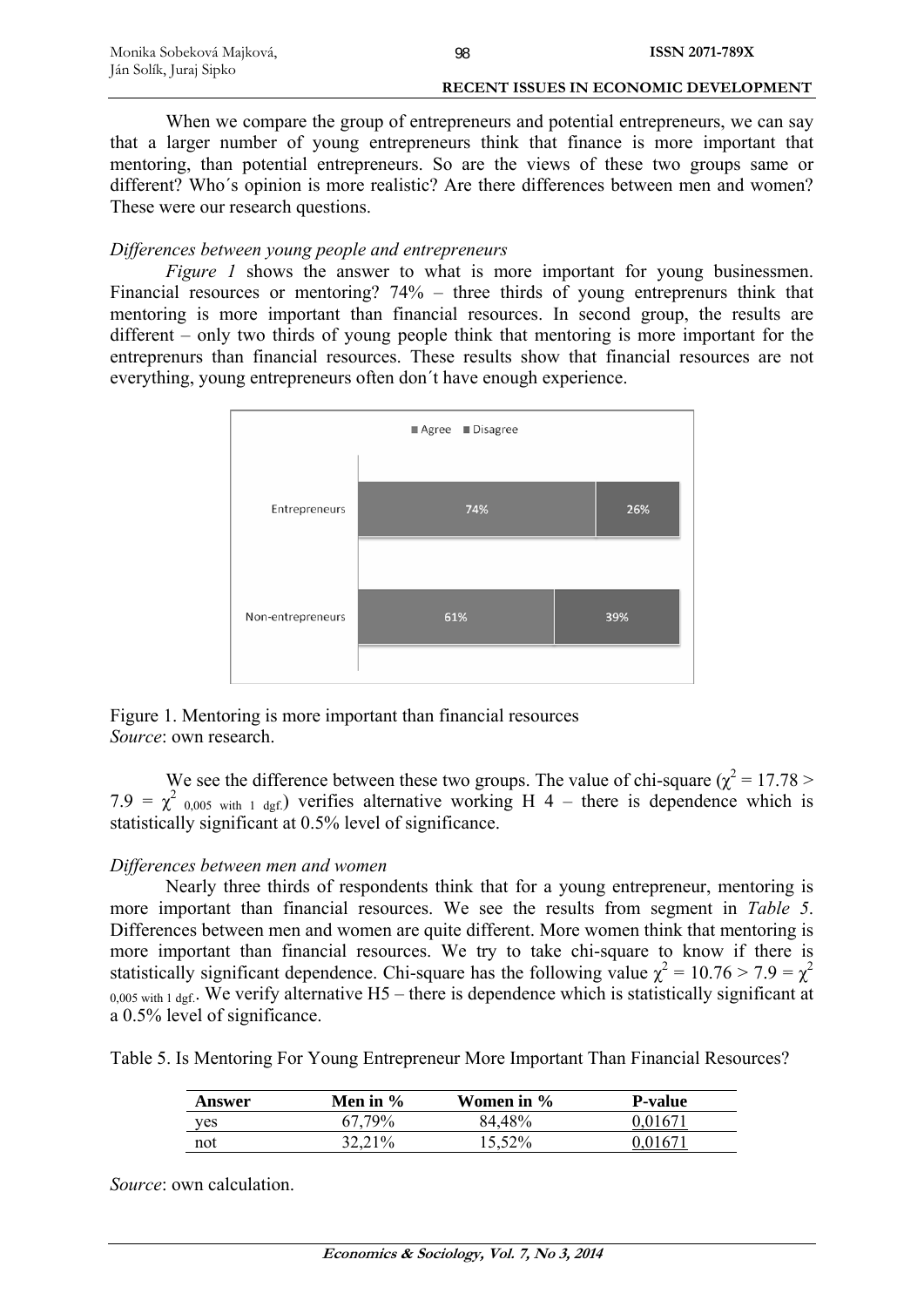When we compare the group of entrepreneurs and potential entrepreneurs, we can say that a larger number of young entrepreneurs think that finance is more important that mentoring, than potential entrepreneurs. So are the views of these two groups same or different? Who´s opinion is more realistic? Are there differences between men and women? These were our research questions.

*Differences between young people and entrepreneurs*

*Figure 1* shows the answer to what is more important for young businessmen. Financial resources or mentoring? 74% – three thirds of young entreprenurs think that mentoring is more important than financial resources. In second group, the results are different – only two thirds of young people think that mentoring is more important for the entreprenurs than financial resources. These results show that financial resources are not everything, young entrepreneurs often don´t have enough experience.

| | Agree | Disagree |
|---|---|---|
| Entrepreneurs | 74% | 26% |
| Non-entrepreneurs | 61% | 39% |

Figure 1. Mentoring is more important than financial resources
*Source*: own research.

We see the difference between these two groups. The value of chi-square ($\chi^2 = 17.78 > 7.9 = \chi^2_{0,005 \text{ with 1 dgf.}}$) verifies alternative working H 4 – there is dependence which is statistically significant at 0.5% level of significance.

*Differences between men and women*

Nearly three thirds of respondents think that for a young entrepreneur, mentoring is more important than financial resources. We see the results from segment in *Table 5*. Differences between men and women are quite different. More women think that mentoring is more important than financial resources. We try to take chi-square to know if there is statistically significant dependence. Chi-square has the following value $\chi^2 = 10.76 > 7.9 = \chi^2_{0,005 \text{ with 1 dgf.}}$. We verify alternative H5 – there is dependence which is statistically significant at a 0.5% level of significance.

Table 5. Is Mentoring For Young Entrepreneur More Important Than Financial Resources?

| Answer | Men in % | Women in % | P-value |
|---|---|---|---|
| yes | 67,79% | 84,48% | 0,01671 |
| not | 32,21% | 15,52% | 0,01671 |

*Source*: own calculation.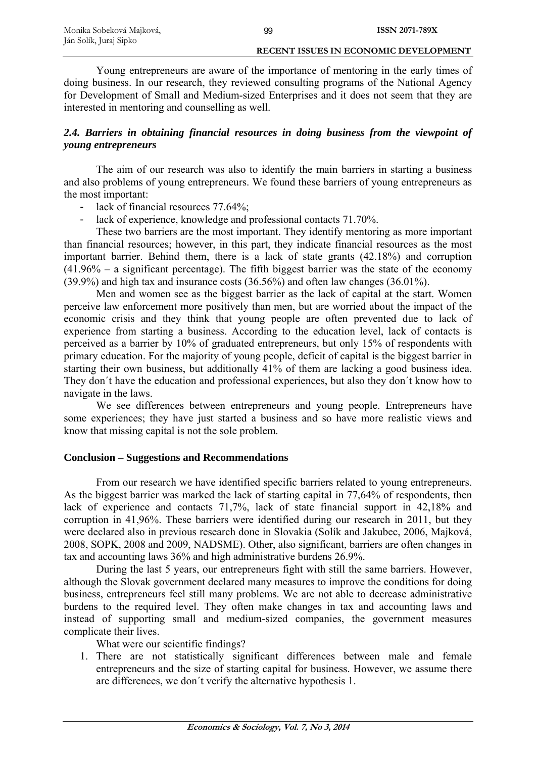Young entrepreneurs are aware of the importance of mentoring in the early times of doing business. In our research, they reviewed consulting programs of the National Agency for Development of Small and Medium-sized Enterprises and it does not seem that they are interested in mentoring and counselling as well.

### *2.4. Barriers in obtaining financial resources in doing business from the viewpoint of young entrepreneurs*

The aim of our research was also to identify the main barriers in starting a business and also problems of young entrepreneurs. We found these barriers of young entrepreneurs as the most important:

- lack of financial resources 77.64%;
- lack of experience, knowledge and professional contacts 71.70%.

These two barriers are the most important. They identify mentoring as more important than financial resources; however, in this part, they indicate financial resources as the most important barrier. Behind them, there is a lack of state grants (42.18%) and corruption (41.96% – a significant percentage). The fifth biggest barrier was the state of the economy (39.9%) and high tax and insurance costs (36.56%) and often law changes (36.01%).

Men and women see as the biggest barrier as the lack of capital at the start. Women perceive law enforcement more positively than men, but are worried about the impact of the economic crisis and they think that young people are often prevented due to lack of experience from starting a business. According to the education level, lack of contacts is perceived as a barrier by 10% of graduated entrepreneurs, but only 15% of respondents with primary education. For the majority of young people, deficit of capital is the biggest barrier in starting their own business, but additionally 41% of them are lacking a good business idea. They don´t have the education and professional experiences, but also they don´t know how to navigate in the laws.

We see differences between entrepreneurs and young people. Entrepreneurs have some experiences; they have just started a business and so have more realistic views and know that missing capital is not the sole problem.

## Conclusion – Suggestions and Recommendations

From our research we have identified specific barriers related to young entrepreneurs. As the biggest barrier was marked the lack of starting capital in 77,64% of respondents, then lack of experience and contacts 71,7%, lack of state financial support in 42,18% and corruption in 41,96%. These barriers were identified during our research in 2011, but they were declared also in previous research done in Slovakia (Solík and Jakubec, 2006, Majková, 2008, SOPK, 2008 and 2009, NADSME). Other, also significant, barriers are often changes in tax and accounting laws 36% and high administrative burdens 26.9%.

During the last 5 years, our entrepreneurs fight with still the same barriers. However, although the Slovak government declared many measures to improve the conditions for doing business, entrepreneurs feel still many problems. We are not able to decrease administrative burdens to the required level. They often make changes in tax and accounting laws and instead of supporting small and medium-sized companies, the government measures complicate their lives.

What were our scientific findings?

1. There are not statistically significant differences between male and female entrepreneurs and the size of starting capital for business. However, we assume there are differences, we don´t verify the alternative hypothesis 1.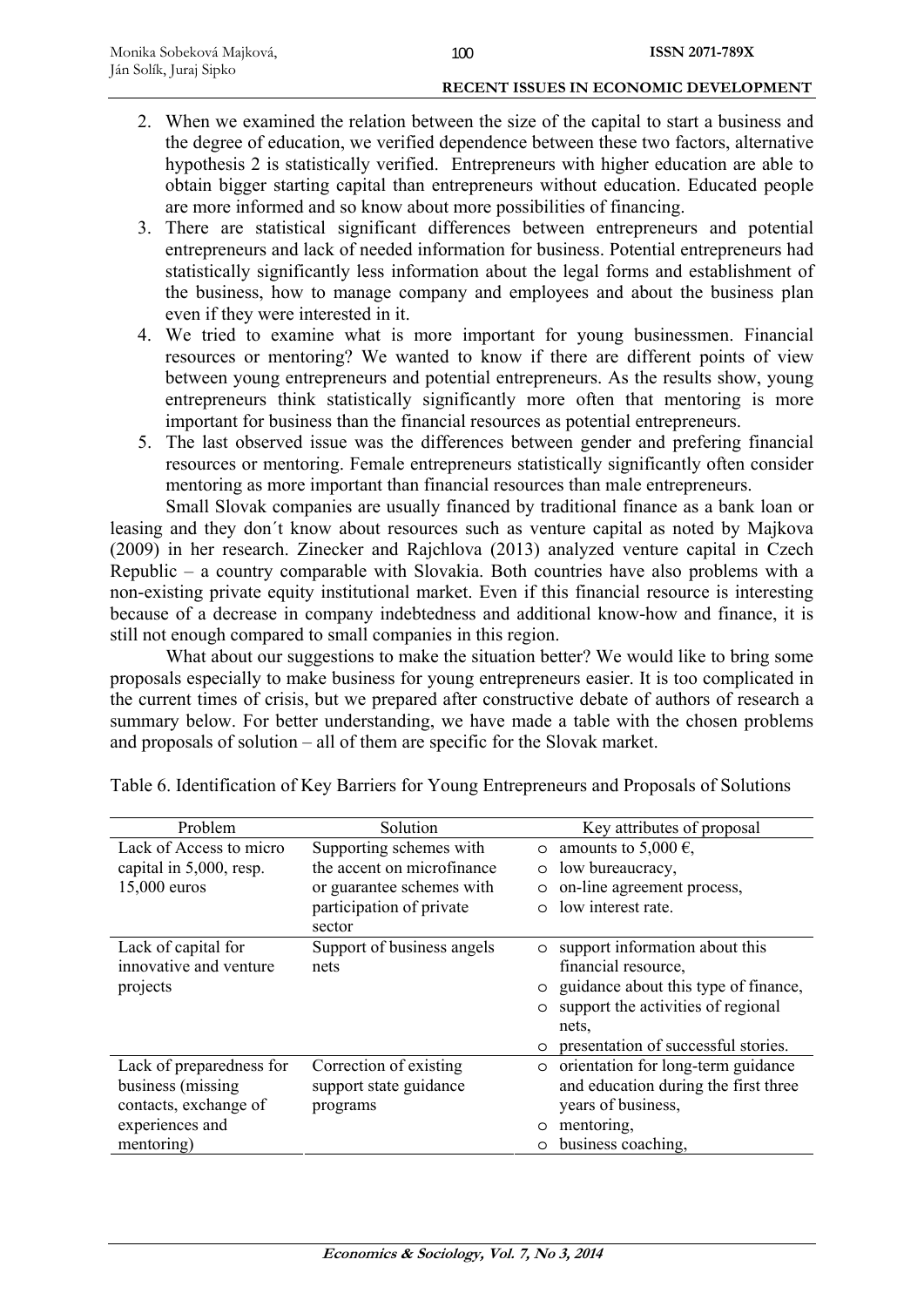2. When we examined the relation between the size of the capital to start a business and the degree of education, we verified dependence between these two factors, alternative hypothesis 2 is statistically verified. Entrepreneurs with higher education are able to obtain bigger starting capital than entrepreneurs without education. Educated people are more informed and so know about more possibilities of financing.
3. There are statistical significant differences between entrepreneurs and potential entrepreneurs and lack of needed information for business. Potential entrepreneurs had statistically significantly less information about the legal forms and establishment of the business, how to manage company and employees and about the business plan even if they were interested in it.
4. We tried to examine what is more important for young businessmen. Financial resources or mentoring? We wanted to know if there are different points of view between young entrepreneurs and potential entrepreneurs. As the results show, young entrepreneurs think statistically significantly more often that mentoring is more important for business than the financial resources as potential entrepreneurs.
5. The last observed issue was the differences between gender and prefering financial resources or mentoring. Female entrepreneurs statistically significantly often consider mentoring as more important than financial resources than male entrepreneurs.

Small Slovak companies are usually financed by traditional finance as a bank loan or leasing and they don´t know about resources such as venture capital as noted by Majkova (2009) in her research. Zinecker and Rajchlova (2013) analyzed venture capital in Czech Republic – a country comparable with Slovakia. Both countries have also problems with a non-existing private equity institutional market. Even if this financial resource is interesting because of a decrease in company indebtedness and additional know-how and finance, it is still not enough compared to small companies in this region.

What about our suggestions to make the situation better? We would like to bring some proposals especially to make business for young entrepreneurs easier. It is too complicated in the current times of crisis, but we prepared after constructive debate of authors of research a summary below. For better understanding, we have made a table with the chosen problems and proposals of solution – all of them are specific for the Slovak market.

Table 6. Identification of Key Barriers for Young Entrepreneurs and Proposals of Solutions

| Problem | Solution | Key attributes of proposal |
|---|---|---|
| Lack of Access to micro capital in 5,000, resp. 15,000 euros | Supporting schemes with the accent on microfinance or guarantee schemes with participation of private sector | ○ amounts to 5,000 €,<br>○ low bureaucracy,<br>○ on-line agreement process,<br>○ low interest rate. |
| Lack of capital for innovative and venture projects | Support of business angels nets | ○ support information about this financial resource,<br>○ guidance about this type of finance,<br>○ support the activities of regional nets,<br>○ presentation of successful stories. |
| Lack of preparedness for business (missing contacts, exchange of experiences and mentoring) | Correction of existing support state guidance programs | ○ orientation for long-term guidance and education during the first three years of business,<br>○ mentoring,<br>○ business coaching, |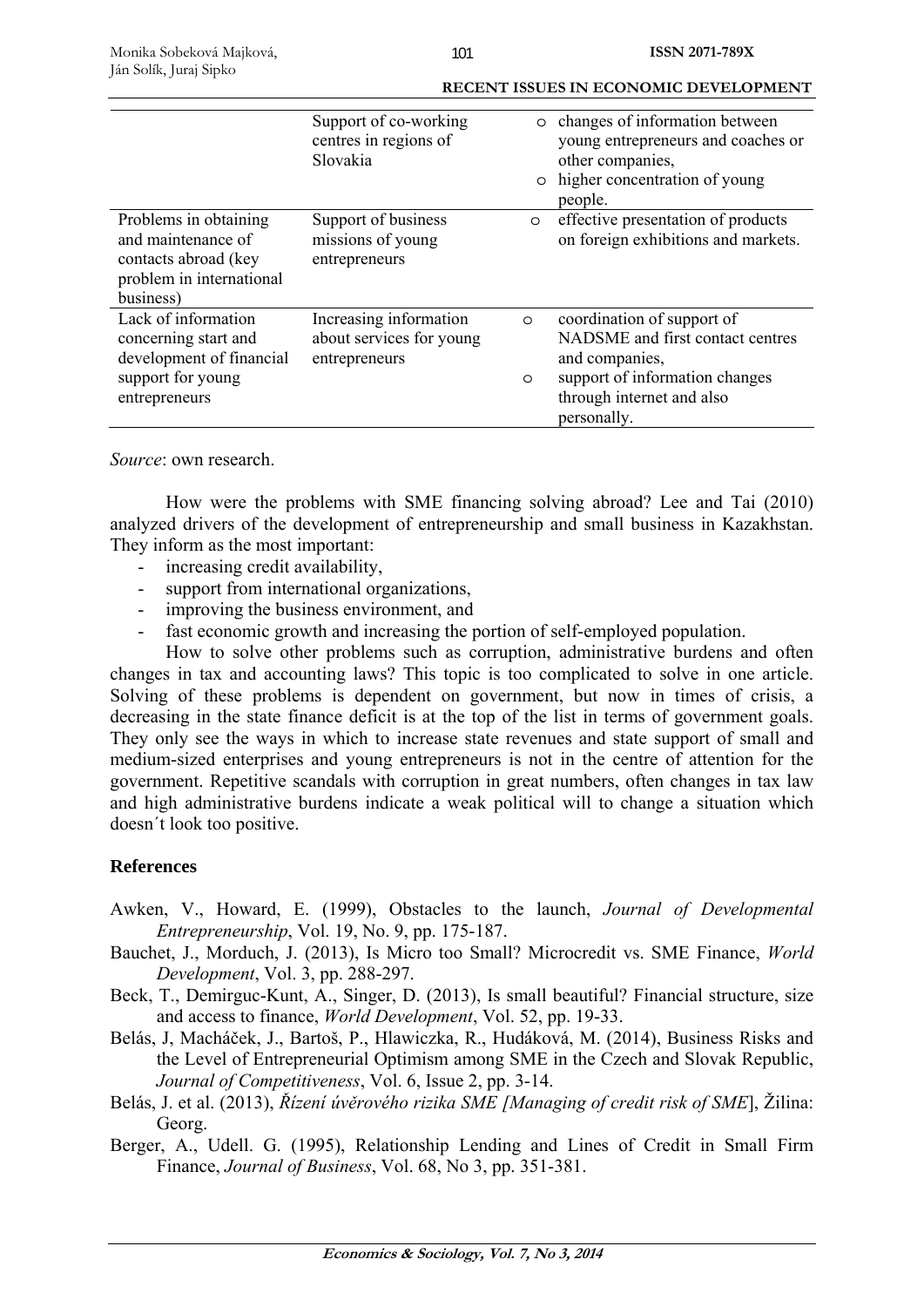| | | |
|---|---|---|
| | Support of co-working centres in regions of Slovakia | ○ changes of information between young entrepreneurs and coaches or other companies,<br>○ higher concentration of young people. |
| Problems in obtaining and maintenance of contacts abroad (key problem in international business) | Support of business missions of young entrepreneurs | ○ effective presentation of products on foreign exhibitions and markets. |
| Lack of information concerning start and development of financial support for young entrepreneurs | Increasing information about services for young entrepreneurs | ○ coordination of support of NADSME and first contact centres and companies,<br>○ support of information changes through internet and also personally. |

*Source*: own research.

How were the problems with SME financing solving abroad? Lee and Tai (2010) analyzed drivers of the development of entrepreneurship and small business in Kazakhstan. They inform as the most important:

- increasing credit availability,
- support from international organizations,
- improving the business environment, and
- fast economic growth and increasing the portion of self-employed population.

How to solve other problems such as corruption, administrative burdens and often changes in tax and accounting laws? This topic is too complicated to solve in one article. Solving of these problems is dependent on government, but now in times of crisis, a decreasing in the state finance deficit is at the top of the list in terms of government goals. They only see the ways in which to increase state revenues and state support of small and medium-sized enterprises and young entrepreneurs is not in the centre of attention for the government. Repetitive scandals with corruption in great numbers, often changes in tax law and high administrative burdens indicate a weak political will to change a situation which doesn´t look too positive.

## References

Awken, V., Howard, E. (1999), Obstacles to the launch, *Journal of Developmental Entrepreneurship*, Vol. 19, No. 9, pp. 175-187.

Bauchet, J., Morduch, J. (2013), Is Micro too Small? Microcredit vs. SME Finance, *World Development*, Vol. 3, pp. 288-297.

Beck, T., Demirguc-Kunt, A., Singer, D. (2013), Is small beautiful? Financial structure, size and access to finance, *World Development*, Vol. 52, pp. 19-33.

Belás, J, Macháček, J., Bartoš, P., Hlawiczka, R., Hudáková, M. (2014), Business Risks and the Level of Entrepreneurial Optimism among SME in the Czech and Slovak Republic, *Journal of Competitiveness*, Vol. 6, Issue 2, pp. 3-14.

Belás, J. et al. (2013), *Řízení úvěrového rizika SME [Managing of credit risk of SME*], Žilina: Georg.

Berger, A., Udell. G. (1995), Relationship Lending and Lines of Credit in Small Firm Finance, *Journal of Business*, Vol. 68, No 3, pp. 351-381.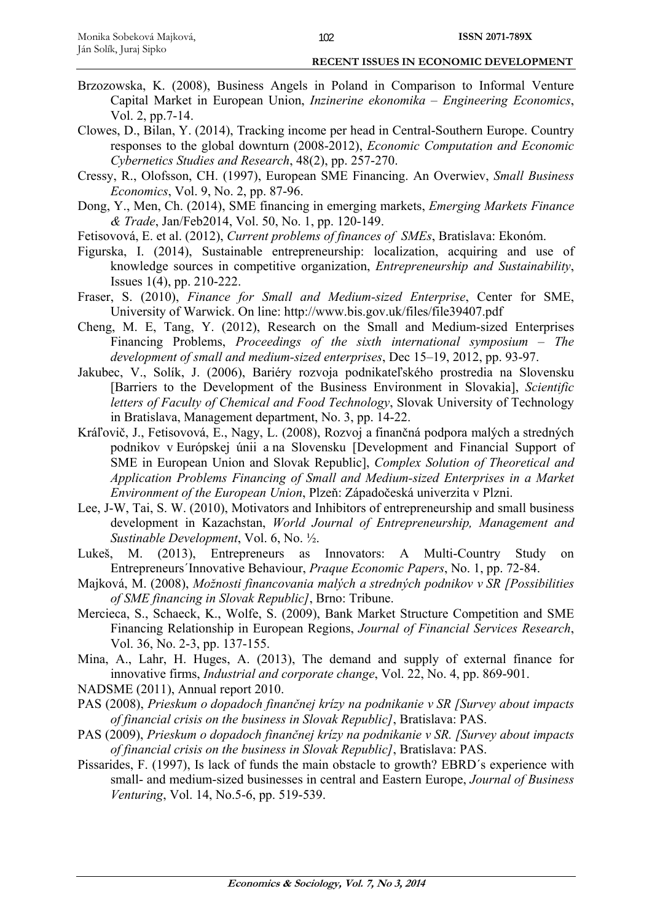Brzozowska, K. (2008), Business Angels in Poland in Comparison to Informal Venture Capital Market in European Union, *Inzinerine ekonomika – Engineering Economics*, Vol. 2, pp.7-14.

Clowes, D., Bilan, Y. (2014), Tracking income per head in Central-Southern Europe. Country responses to the global downturn (2008-2012), *Economic Computation and Economic Cybernetics Studies and Research*, 48(2), pp. 257-270.

Cressy, R., Olofsson, CH. (1997), European SME Financing. An Overwiev, *Small Business Economics*, Vol. 9, No. 2, pp. 87-96.

Dong, Y., Men, Ch. (2014), SME financing in emerging markets, *Emerging Markets Finance & Trade*, Jan/Feb2014, Vol. 50, No. 1, pp. 120-149.

Fetisovová, E. et al. (2012), *Current problems of finances of SMEs*, Bratislava: Ekonóm.

Figurska, I. (2014), Sustainable entrepreneurship: localization, acquiring and use of knowledge sources in competitive organization, *Entrepreneurship and Sustainability*, Issues 1(4), pp. 210-222.

Fraser, S. (2010), *Finance for Small and Medium-sized Enterprise*, Center for SME, University of Warwick. On line: http://www.bis.gov.uk/files/file39407.pdf

Cheng, M. E, Tang, Y. (2012), Research on the Small and Medium-sized Enterprises Financing Problems, *Proceedings of the sixth international symposium – The development of small and medium-sized enterprises*, Dec 15–19, 2012, pp. 93-97.

Jakubec, V., Solík, J. (2006), Bariéry rozvoja podnikateľského prostredia na Slovensku [Barriers to the Development of the Business Environment in Slovakia], *Scientific letters of Faculty of Chemical and Food Technology*, Slovak University of Technology in Bratislava, Management department, No. 3, pp. 14-22.

Kráľovič, J., Fetisovová, E., Nagy, L. (2008), Rozvoj a finančná podpora malých a stredných podnikov v Európskej únii a na Slovensku [Development and Financial Support of SME in European Union and Slovak Republic], *Complex Solution of Theoretical and Application Problems Financing of Small and Medium-sized Enterprises in a Market Environment of the European Union*, Plzeň: Západočeská univerzita v Plzni.

Lee, J-W, Tai, S. W. (2010), Motivators and Inhibitors of entrepreneurship and small business development in Kazachstan, *World Journal of Entrepreneurship, Management and Sustinable Development*, Vol. 6, No. ½.

Lukeš, M. (2013), Entrepreneurs as Innovators: A Multi-Country Study on Entrepreneurs´Innovative Behaviour, *Praque Economic Papers*, No. 1, pp. 72-84.

Majková, M. (2008), *Možnosti financovania malých a stredných podnikov v SR [Possibilities of SME financing in Slovak Republic]*, Brno: Tribune.

Mercieca, S., Schaeck, K., Wolfe, S. (2009), Bank Market Structure Competition and SME Financing Relationship in European Regions, *Journal of Financial Services Research*, Vol. 36, No. 2-3, pp. 137-155.

Mina, A., Lahr, H. Huges, A. (2013), The demand and supply of external finance for innovative firms, *Industrial and corporate change*, Vol. 22, No. 4, pp. 869-901.

NADSME (2011), Annual report 2010.

PAS (2008), *Prieskum o dopadoch finančnej krízy na podnikanie v SR [Survey about impacts of financial crisis on the business in Slovak Republic]*, Bratislava: PAS.

PAS (2009), *Prieskum o dopadoch finančnej krízy na podnikanie v SR. [Survey about impacts of financial crisis on the business in Slovak Republic]*, Bratislava: PAS.

Pissarides, F. (1997), Is lack of funds the main obstacle to growth? EBRD´s experience with small- and medium-sized businesses in central and Eastern Europe, *Journal of Business Venturing*, Vol. 14, No.5-6, pp. 519-539.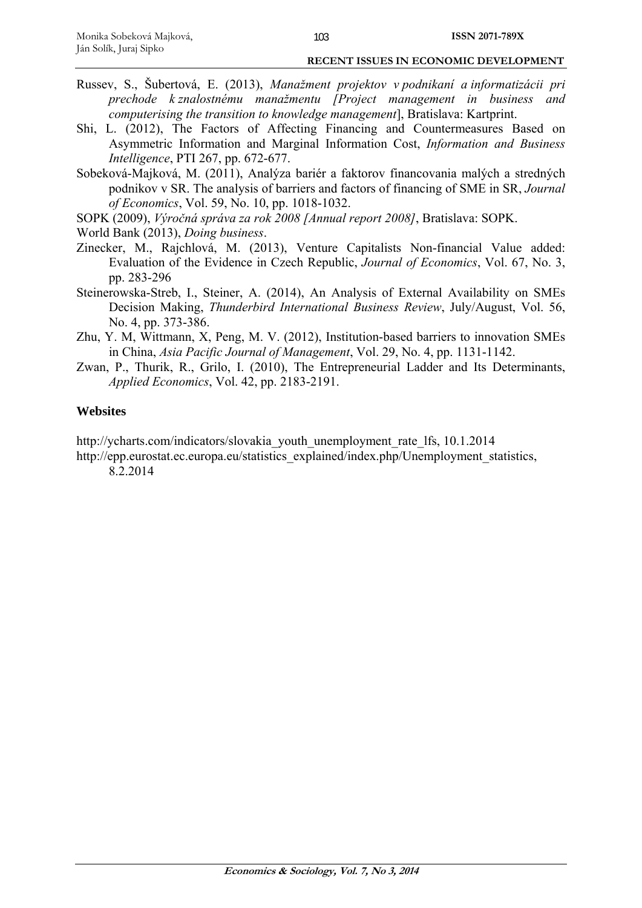Russev, S., Šubertová, E. (2013), *Manažment projektov v podnikaní a informatizácii pri prechode k znalostnému manažmentu [Project management in business and computerising the transition to knowledge management*], Bratislava: Kartprint.

Shi, L. (2012), The Factors of Affecting Financing and Countermeasures Based on Asymmetric Information and Marginal Information Cost, *Information and Business Intelligence*, PTI 267, pp. 672-677.

Sobeková-Majková, M. (2011), Analýza bariér a faktorov financovania malých a stredných podnikov v SR. The analysis of barriers and factors of financing of SME in SR, *Journal of Economics*, Vol. 59, No. 10, pp. 1018-1032.

SOPK (2009), *Výročná správa za rok 2008 [Annual report 2008]*, Bratislava: SOPK.

World Bank (2013), *Doing business*.

Zinecker, M., Rajchlová, M. (2013), Venture Capitalists Non-financial Value added: Evaluation of the Evidence in Czech Republic, *Journal of Economics*, Vol. 67, No. 3, pp. 283-296

Steinerowska-Streb, I., Steiner, A. (2014), An Analysis of External Availability on SMEs Decision Making, *Thunderbird International Business Review*, July/August, Vol. 56, No. 4, pp. 373-386.

Zhu, Y. M, Wittmann, X, Peng, M. V. (2012), Institution-based barriers to innovation SMEs in China, *Asia Pacific Journal of Management*, Vol. 29, No. 4, pp. 1131-1142.

Zwan, P., Thurik, R., Grilo, I. (2010), The Entrepreneurial Ladder and Its Determinants, *Applied Economics*, Vol. 42, pp. 2183-2191.

## Websites

http://ycharts.com/indicators/slovakia_youth_unemployment_rate_lfs, 10.1.2014

http://epp.eurostat.ec.europa.eu/statistics_explained/index.php/Unemployment_statistics, 8.2.2014